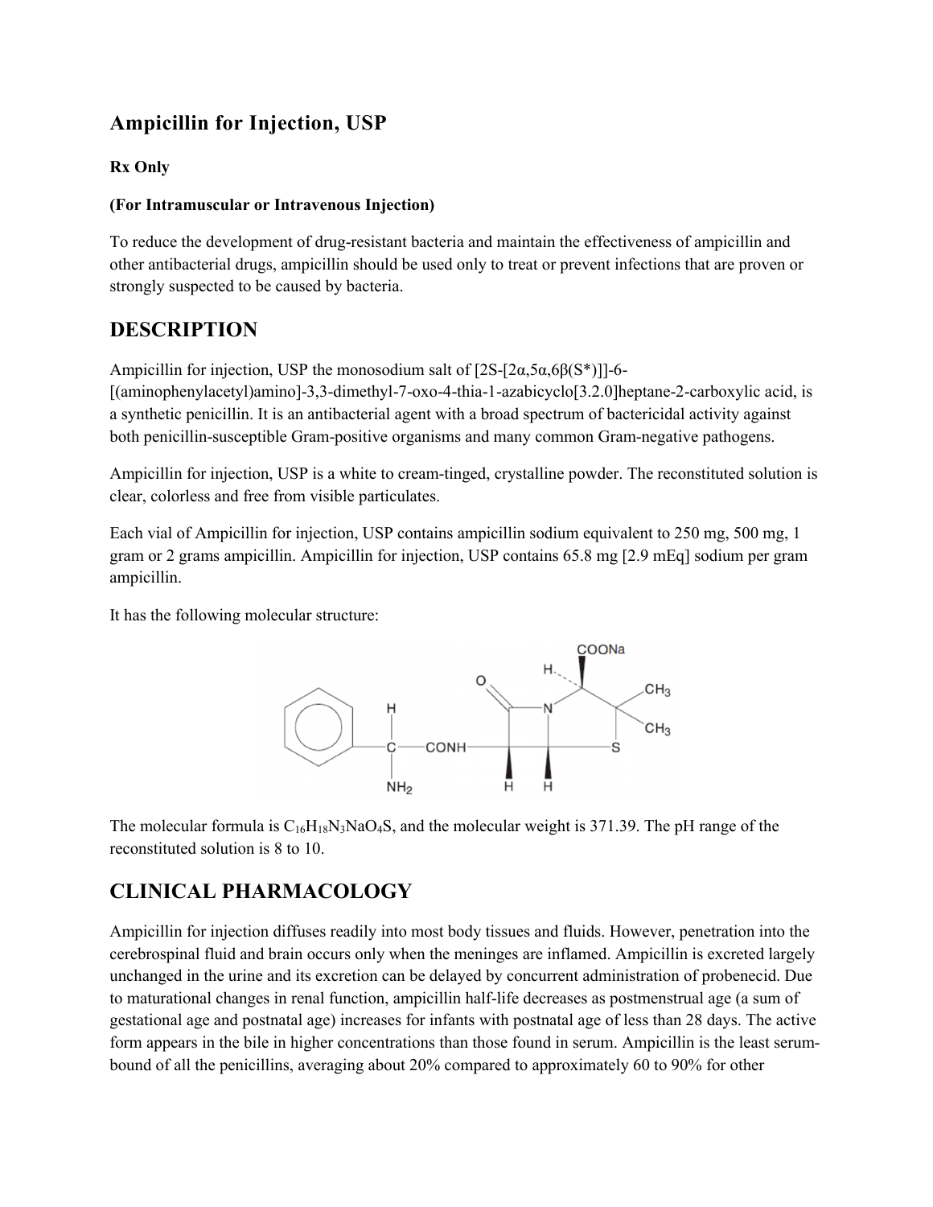# Ampicillin for Injection, USP

**Rx Only**

**(For Intramuscular or Intravenous Injection)**

To reduce the development of drug-resistant bacteria and maintain the effectiveness of ampicillin and other antibacterial drugs, ampicillin should be used only to treat or prevent infections that are proven or strongly suspected to be caused by bacteria.

## DESCRIPTION

Ampicillin for injection, USP the monosodium salt of [2S-[2α,5α,6β(S*)]]-6-[(aminophenylacetyl)amino]-3,3-dimethyl-7-oxo-4-thia-1-azabicyclo[3.2.0]heptane-2-carboxylic acid, is a synthetic penicillin. It is an antibacterial agent with a broad spectrum of bactericidal activity against both penicillin-susceptible Gram-positive organisms and many common Gram-negative pathogens.

Ampicillin for injection, USP is a white to cream-tinged, crystalline powder. The reconstituted solution is clear, colorless and free from visible particulates.

Each vial of Ampicillin for injection, USP contains ampicillin sodium equivalent to 250 mg, 500 mg, 1 gram or 2 grams ampicillin. Ampicillin for injection, USP contains 65.8 mg [2.9 mEq] sodium per gram ampicillin.

It has the following molecular structure:

The molecular formula is $C_{16}H_{18}N_3NaO_4S$, and the molecular weight is 371.39. The pH range of the reconstituted solution is 8 to 10.

## CLINICAL PHARMACOLOGY

Ampicillin for injection diffuses readily into most body tissues and fluids. However, penetration into the cerebrospinal fluid and brain occurs only when the meninges are inflamed. Ampicillin is excreted largely unchanged in the urine and its excretion can be delayed by concurrent administration of probenecid. Due to maturational changes in renal function, ampicillin half-life decreases as postmenstrual age (a sum of gestational age and postnatal age) increases for infants with postnatal age of less than 28 days. The active form appears in the bile in higher concentrations than those found in serum. Ampicillin is the least serum-bound of all the penicillins, averaging about 20% compared to approximately 60 to 90% for other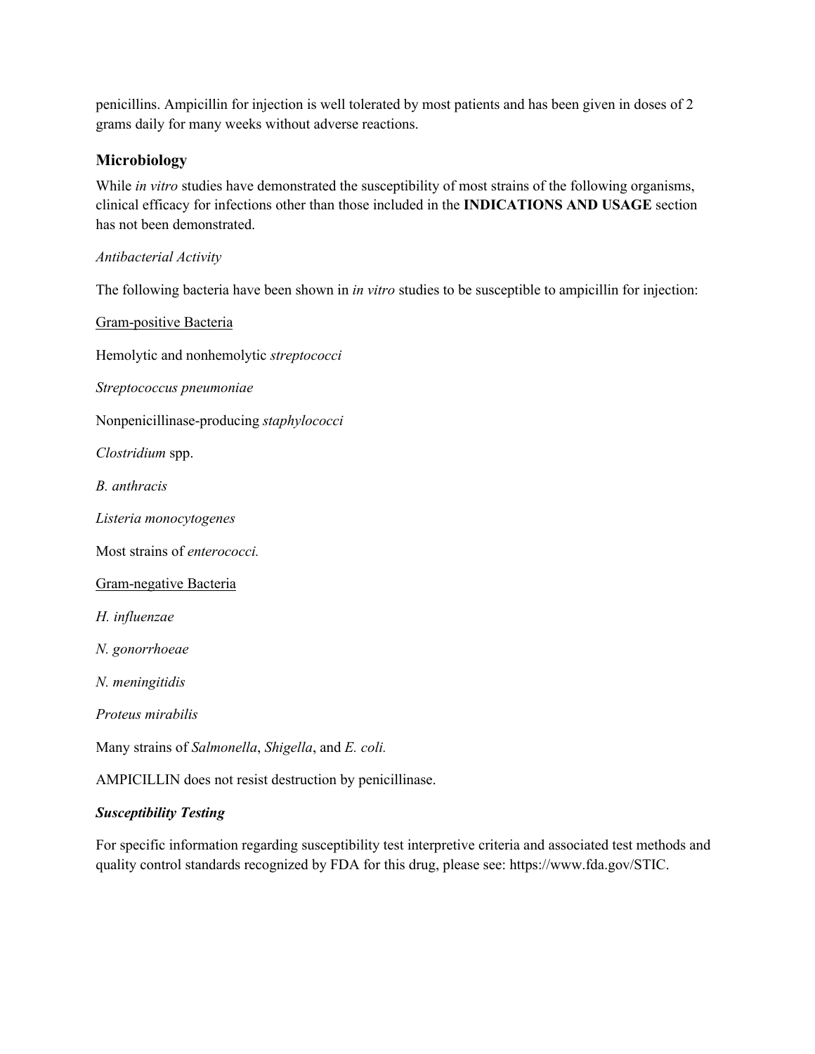penicillins. Ampicillin for injection is well tolerated by most patients and has been given in doses of 2 grams daily for many weeks without adverse reactions.

## Microbiology

While *in vitro* studies have demonstrated the susceptibility of most strains of the following organisms, clinical efficacy for infections other than those included in the **INDICATIONS AND USAGE** section has not been demonstrated.

*Antibacterial Activity*

The following bacteria have been shown in *in vitro* studies to be susceptible to ampicillin for injection:

<u>Gram-positive Bacteria</u>

Hemolytic and nonhemolytic *streptococci*

*Streptococcus pneumoniae*

Nonpenicillinase-producing *staphylococci*

*Clostridium* spp.

*B. anthracis*

*Listeria monocytogenes*

Most strains of *enterococci.*

<u>Gram-negative Bacteria</u>

*H. influenzae*

*N. gonorrhoeae*

*N. meningitidis*

*Proteus mirabilis*

Many strains of *Salmonella*, *Shigella*, and *E. coli.*

AMPICILLIN does not resist destruction by penicillinase.

***Susceptibility Testing***

For specific information regarding susceptibility test interpretive criteria and associated test methods and quality control standards recognized by FDA for this drug, please see: https://www.fda.gov/STIC.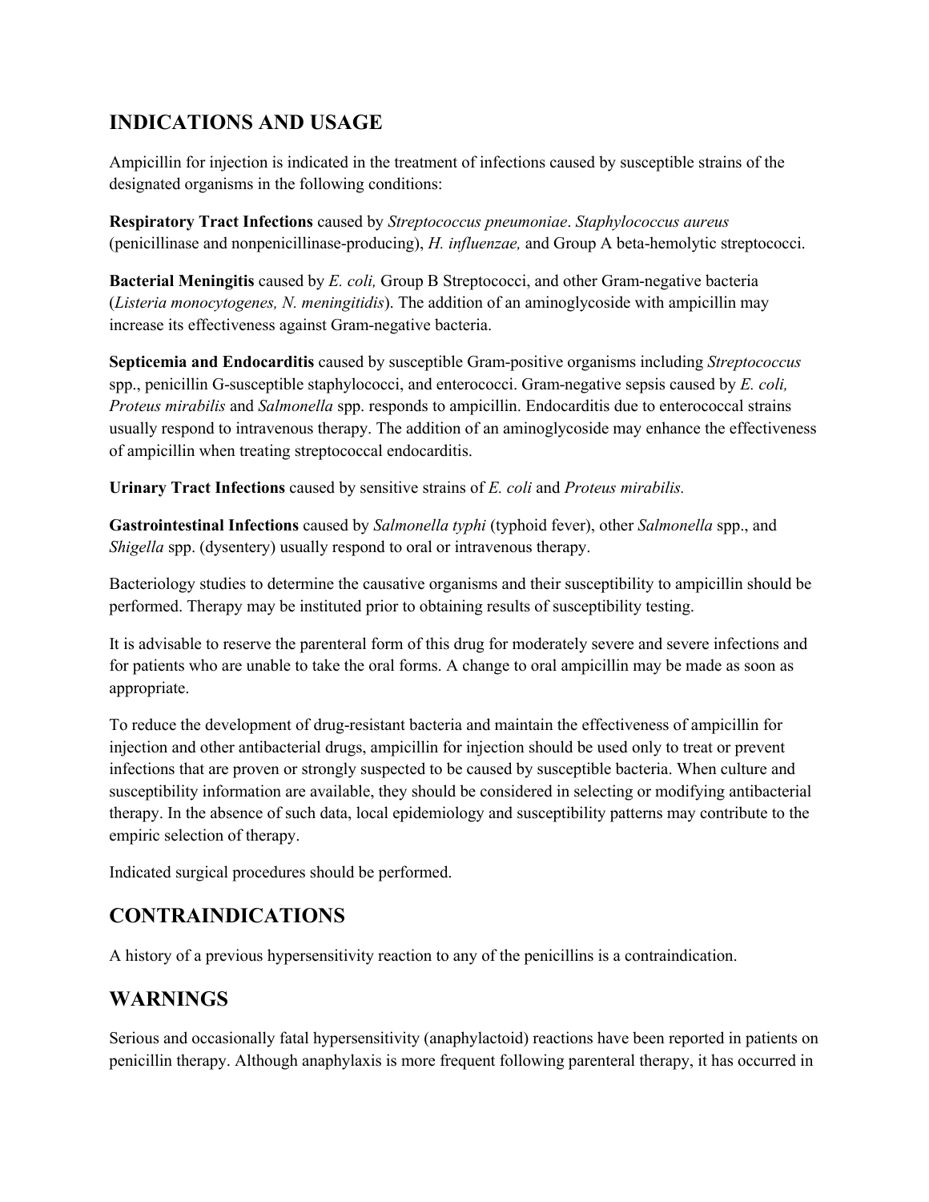## INDICATIONS AND USAGE

Ampicillin for injection is indicated in the treatment of infections caused by susceptible strains of the designated organisms in the following conditions:

**Respiratory Tract Infections** caused by *Streptococcus pneumoniae*. *Staphylococcus aureus* (penicillinase and nonpenicillinase-producing), *H. influenzae,* and Group A beta-hemolytic streptococci.

**Bacterial Meningitis** caused by *E. coli,* Group B Streptococci, and other Gram-negative bacteria (*Listeria monocytogenes, N. meningitidis*). The addition of an aminoglycoside with ampicillin may increase its effectiveness against Gram-negative bacteria.

**Septicemia and Endocarditis** caused by susceptible Gram-positive organisms including *Streptococcus* spp., penicillin G-susceptible staphylococci, and enterococci. Gram-negative sepsis caused by *E. coli, Proteus mirabilis* and *Salmonella* spp. responds to ampicillin. Endocarditis due to enterococcal strains usually respond to intravenous therapy. The addition of an aminoglycoside may enhance the effectiveness of ampicillin when treating streptococcal endocarditis.

**Urinary Tract Infections** caused by sensitive strains of *E. coli* and *Proteus mirabilis.*

**Gastrointestinal Infections** caused by *Salmonella typhi* (typhoid fever), other *Salmonella* spp., and *Shigella* spp. (dysentery) usually respond to oral or intravenous therapy.

Bacteriology studies to determine the causative organisms and their susceptibility to ampicillin should be performed. Therapy may be instituted prior to obtaining results of susceptibility testing.

It is advisable to reserve the parenteral form of this drug for moderately severe and severe infections and for patients who are unable to take the oral forms. A change to oral ampicillin may be made as soon as appropriate.

To reduce the development of drug-resistant bacteria and maintain the effectiveness of ampicillin for injection and other antibacterial drugs, ampicillin for injection should be used only to treat or prevent infections that are proven or strongly suspected to be caused by susceptible bacteria. When culture and susceptibility information are available, they should be considered in selecting or modifying antibacterial therapy. In the absence of such data, local epidemiology and susceptibility patterns may contribute to the empiric selection of therapy.

Indicated surgical procedures should be performed.

## CONTRAINDICATIONS

A history of a previous hypersensitivity reaction to any of the penicillins is a contraindication.

## WARNINGS

Serious and occasionally fatal hypersensitivity (anaphylactoid) reactions have been reported in patients on penicillin therapy. Although anaphylaxis is more frequent following parenteral therapy, it has occurred in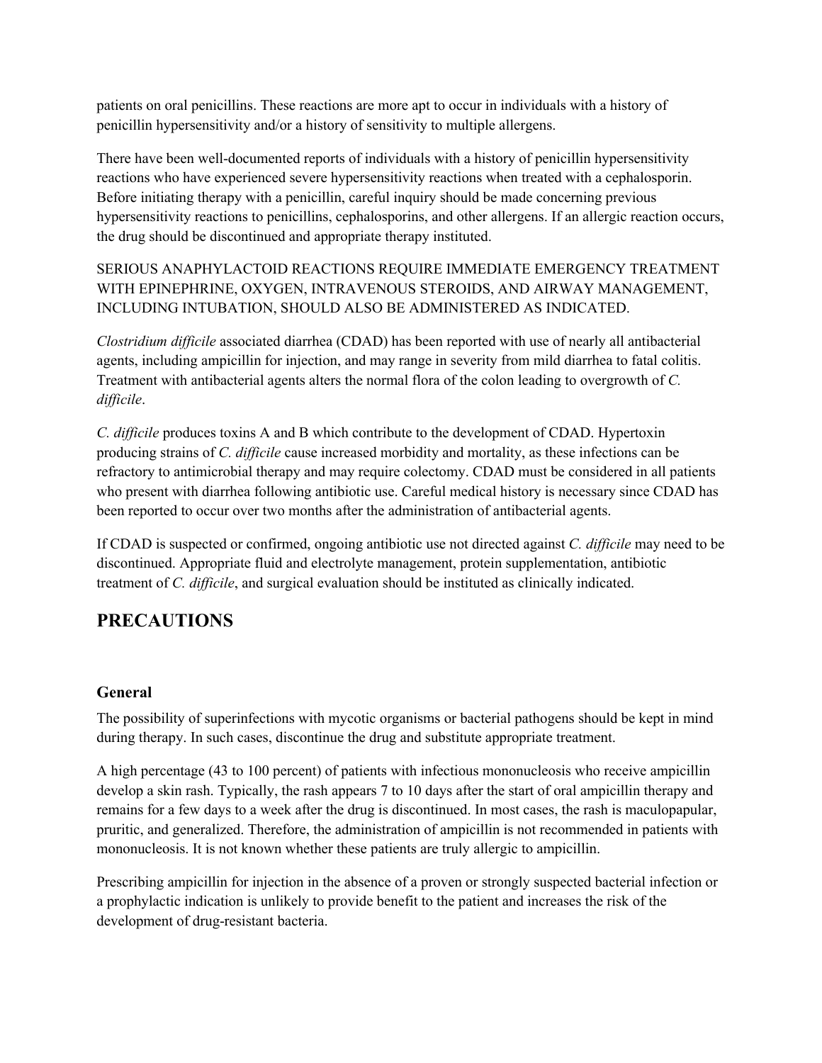patients on oral penicillins. These reactions are more apt to occur in individuals with a history of penicillin hypersensitivity and/or a history of sensitivity to multiple allergens.

There have been well-documented reports of individuals with a history of penicillin hypersensitivity reactions who have experienced severe hypersensitivity reactions when treated with a cephalosporin. Before initiating therapy with a penicillin, careful inquiry should be made concerning previous hypersensitivity reactions to penicillins, cephalosporins, and other allergens. If an allergic reaction occurs, the drug should be discontinued and appropriate therapy instituted.

SERIOUS ANAPHYLACTOID REACTIONS REQUIRE IMMEDIATE EMERGENCY TREATMENT WITH EPINEPHRINE, OXYGEN, INTRAVENOUS STEROIDS, AND AIRWAY MANAGEMENT, INCLUDING INTUBATION, SHOULD ALSO BE ADMINISTERED AS INDICATED.

*Clostridium difficile* associated diarrhea (CDAD) has been reported with use of nearly all antibacterial agents, including ampicillin for injection, and may range in severity from mild diarrhea to fatal colitis. Treatment with antibacterial agents alters the normal flora of the colon leading to overgrowth of *C. difficile*.

*C. difficile* produces toxins A and B which contribute to the development of CDAD. Hypertoxin producing strains of *C. difficile* cause increased morbidity and mortality, as these infections can be refractory to antimicrobial therapy and may require colectomy. CDAD must be considered in all patients who present with diarrhea following antibiotic use. Careful medical history is necessary since CDAD has been reported to occur over two months after the administration of antibacterial agents.

If CDAD is suspected or confirmed, ongoing antibiotic use not directed against *C. difficile* may need to be discontinued. Appropriate fluid and electrolyte management, protein supplementation, antibiotic treatment of *C. difficile*, and surgical evaluation should be instituted as clinically indicated.

## PRECAUTIONS

### General

The possibility of superinfections with mycotic organisms or bacterial pathogens should be kept in mind during therapy. In such cases, discontinue the drug and substitute appropriate treatment.

A high percentage (43 to 100 percent) of patients with infectious mononucleosis who receive ampicillin develop a skin rash. Typically, the rash appears 7 to 10 days after the start of oral ampicillin therapy and remains for a few days to a week after the drug is discontinued. In most cases, the rash is maculopapular, pruritic, and generalized. Therefore, the administration of ampicillin is not recommended in patients with mononucleosis. It is not known whether these patients are truly allergic to ampicillin.

Prescribing ampicillin for injection in the absence of a proven or strongly suspected bacterial infection or a prophylactic indication is unlikely to provide benefit to the patient and increases the risk of the development of drug-resistant bacteria.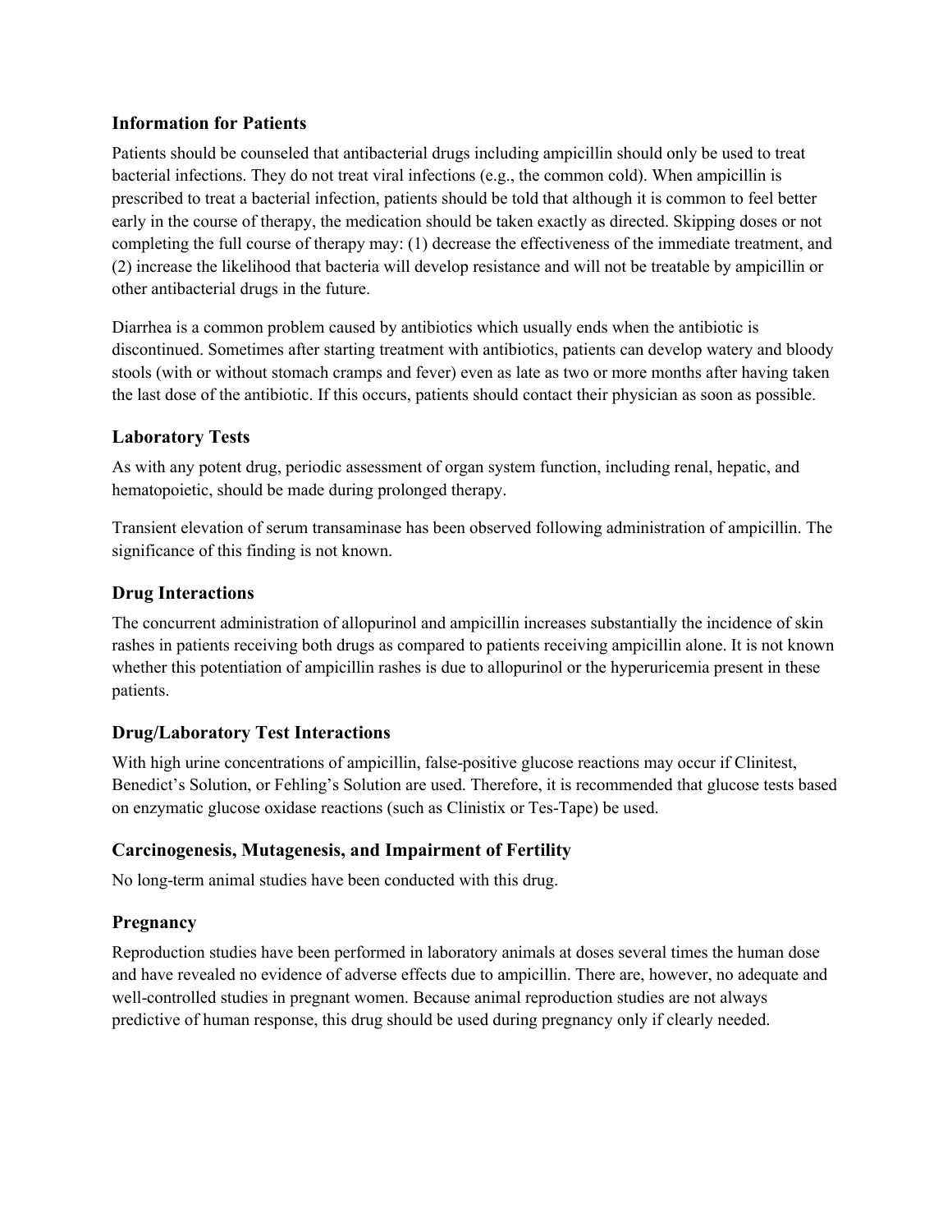### Information for Patients

Patients should be counseled that antibacterial drugs including ampicillin should only be used to treat bacterial infections. They do not treat viral infections (e.g., the common cold). When ampicillin is prescribed to treat a bacterial infection, patients should be told that although it is common to feel better early in the course of therapy, the medication should be taken exactly as directed. Skipping doses or not completing the full course of therapy may: (1) decrease the effectiveness of the immediate treatment, and (2) increase the likelihood that bacteria will develop resistance and will not be treatable by ampicillin or other antibacterial drugs in the future.

Diarrhea is a common problem caused by antibiotics which usually ends when the antibiotic is discontinued. Sometimes after starting treatment with antibiotics, patients can develop watery and bloody stools (with or without stomach cramps and fever) even as late as two or more months after having taken the last dose of the antibiotic. If this occurs, patients should contact their physician as soon as possible.

### Laboratory Tests

As with any potent drug, periodic assessment of organ system function, including renal, hepatic, and hematopoietic, should be made during prolonged therapy.

Transient elevation of serum transaminase has been observed following administration of ampicillin. The significance of this finding is not known.

### Drug Interactions

The concurrent administration of allopurinol and ampicillin increases substantially the incidence of skin rashes in patients receiving both drugs as compared to patients receiving ampicillin alone. It is not known whether this potentiation of ampicillin rashes is due to allopurinol or the hyperuricemia present in these patients.

### Drug/Laboratory Test Interactions

With high urine concentrations of ampicillin, false-positive glucose reactions may occur if Clinitest, Benedict's Solution, or Fehling's Solution are used. Therefore, it is recommended that glucose tests based on enzymatic glucose oxidase reactions (such as Clinistix or Tes-Tape) be used.

### Carcinogenesis, Mutagenesis, and Impairment of Fertility

No long-term animal studies have been conducted with this drug.

### Pregnancy

Reproduction studies have been performed in laboratory animals at doses several times the human dose and have revealed no evidence of adverse effects due to ampicillin. There are, however, no adequate and well-controlled studies in pregnant women. Because animal reproduction studies are not always predictive of human response, this drug should be used during pregnancy only if clearly needed.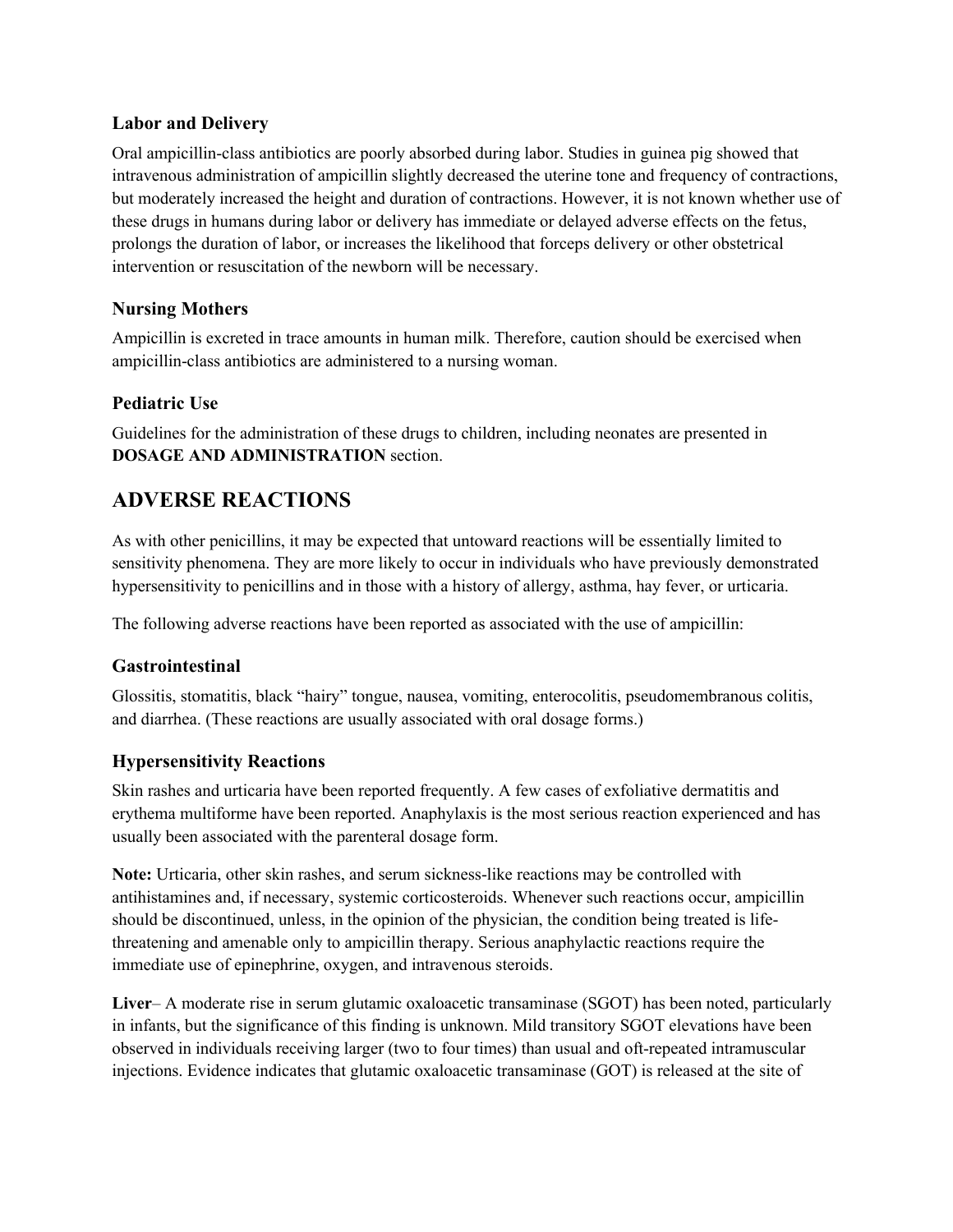### Labor and Delivery

Oral ampicillin-class antibiotics are poorly absorbed during labor. Studies in guinea pig showed that intravenous administration of ampicillin slightly decreased the uterine tone and frequency of contractions, but moderately increased the height and duration of contractions. However, it is not known whether use of these drugs in humans during labor or delivery has immediate or delayed adverse effects on the fetus, prolongs the duration of labor, or increases the likelihood that forceps delivery or other obstetrical intervention or resuscitation of the newborn will be necessary.

### Nursing Mothers

Ampicillin is excreted in trace amounts in human milk. Therefore, caution should be exercised when ampicillin-class antibiotics are administered to a nursing woman.

### Pediatric Use

Guidelines for the administration of these drugs to children, including neonates are presented in **DOSAGE AND ADMINISTRATION** section.

## ADVERSE REACTIONS

As with other penicillins, it may be expected that untoward reactions will be essentially limited to sensitivity phenomena. They are more likely to occur in individuals who have previously demonstrated hypersensitivity to penicillins and in those with a history of allergy, asthma, hay fever, or urticaria.

The following adverse reactions have been reported as associated with the use of ampicillin:

### Gastrointestinal

Glossitis, stomatitis, black "hairy" tongue, nausea, vomiting, enterocolitis, pseudomembranous colitis, and diarrhea. (These reactions are usually associated with oral dosage forms.)

### Hypersensitivity Reactions

Skin rashes and urticaria have been reported frequently. A few cases of exfoliative dermatitis and erythema multiforme have been reported. Anaphylaxis is the most serious reaction experienced and has usually been associated with the parenteral dosage form.

**Note:** Urticaria, other skin rashes, and serum sickness-like reactions may be controlled with antihistamines and, if necessary, systemic corticosteroids. Whenever such reactions occur, ampicillin should be discontinued, unless, in the opinion of the physician, the condition being treated is life-threatening and amenable only to ampicillin therapy. Serious anaphylactic reactions require the immediate use of epinephrine, oxygen, and intravenous steroids.

**Liver**– A moderate rise in serum glutamic oxaloacetic transaminase (SGOT) has been noted, particularly in infants, but the significance of this finding is unknown. Mild transitory SGOT elevations have been observed in individuals receiving larger (two to four times) than usual and oft-repeated intramuscular injections. Evidence indicates that glutamic oxaloacetic transaminase (GOT) is released at the site of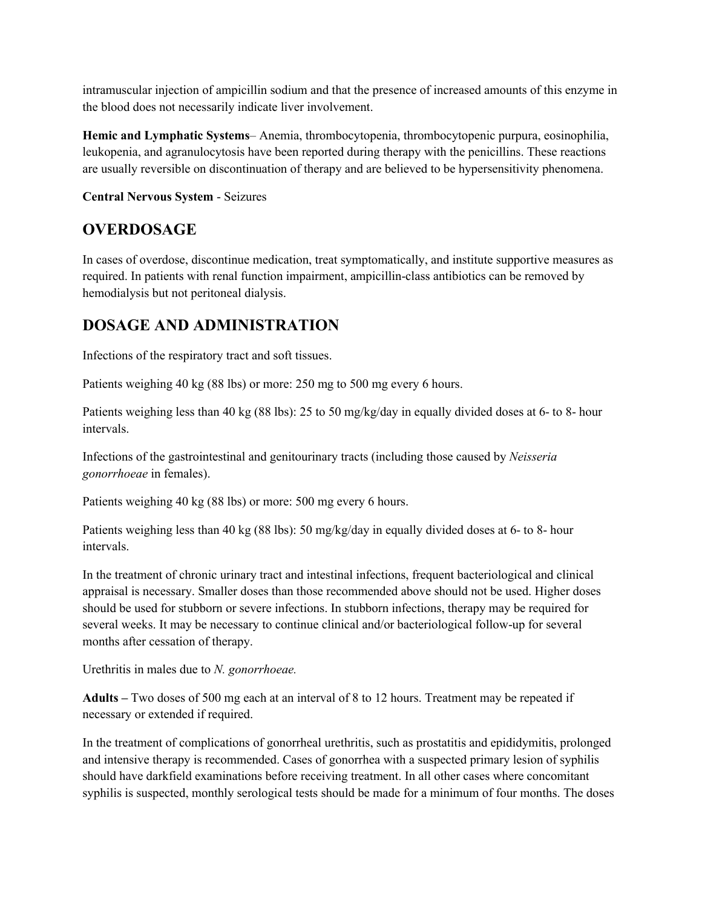intramuscular injection of ampicillin sodium and that the presence of increased amounts of this enzyme in the blood does not necessarily indicate liver involvement.

**Hemic and Lymphatic Systems**– Anemia, thrombocytopenia, thrombocytopenic purpura, eosinophilia, leukopenia, and agranulocytosis have been reported during therapy with the penicillins. These reactions are usually reversible on discontinuation of therapy and are believed to be hypersensitivity phenomena.

**Central Nervous System** - Seizures

## OVERDOSAGE

In cases of overdose, discontinue medication, treat symptomatically, and institute supportive measures as required. In patients with renal function impairment, ampicillin-class antibiotics can be removed by hemodialysis but not peritoneal dialysis.

## DOSAGE AND ADMINISTRATION

Infections of the respiratory tract and soft tissues.

Patients weighing 40 kg (88 lbs) or more: 250 mg to 500 mg every 6 hours.

Patients weighing less than 40 kg (88 lbs): 25 to 50 mg/kg/day in equally divided doses at 6- to 8- hour intervals.

Infections of the gastrointestinal and genitourinary tracts (including those caused by *Neisseria gonorrhoeae* in females).

Patients weighing 40 kg (88 lbs) or more: 500 mg every 6 hours.

Patients weighing less than 40 kg (88 lbs): 50 mg/kg/day in equally divided doses at 6- to 8- hour intervals.

In the treatment of chronic urinary tract and intestinal infections, frequent bacteriological and clinical appraisal is necessary. Smaller doses than those recommended above should not be used. Higher doses should be used for stubborn or severe infections. In stubborn infections, therapy may be required for several weeks. It may be necessary to continue clinical and/or bacteriological follow-up for several months after cessation of therapy.

Urethritis in males due to *N. gonorrhoeae.*

**Adults –** Two doses of 500 mg each at an interval of 8 to 12 hours. Treatment may be repeated if necessary or extended if required.

In the treatment of complications of gonorrheal urethritis, such as prostatitis and epididymitis, prolonged and intensive therapy is recommended. Cases of gonorrhea with a suspected primary lesion of syphilis should have darkfield examinations before receiving treatment. In all other cases where concomitant syphilis is suspected, monthly serological tests should be made for a minimum of four months. The doses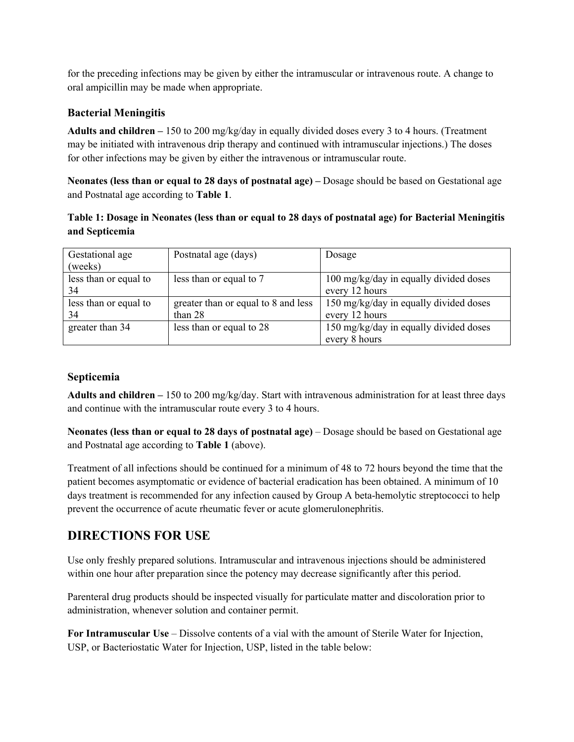for the preceding infections may be given by either the intramuscular or intravenous route. A change to oral ampicillin may be made when appropriate.

### Bacterial Meningitis

**Adults and children –** 150 to 200 mg/kg/day in equally divided doses every 3 to 4 hours. (Treatment may be initiated with intravenous drip therapy and continued with intramuscular injections.) The doses for other infections may be given by either the intravenous or intramuscular route.

**Neonates (less than or equal to 28 days of postnatal age) –** Dosage should be based on Gestational age and Postnatal age according to **Table 1**.

**Table 1: Dosage in Neonates (less than or equal to 28 days of postnatal age) for Bacterial Meningitis and Septicemia**

| Gestational age (weeks) | Postnatal age (days) | Dosage |
|---|---|---|
| less than or equal to 34 | less than or equal to 7 | 100 mg/kg/day in equally divided doses every 12 hours |
| less than or equal to 34 | greater than or equal to 8 and less than 28 | 150 mg/kg/day in equally divided doses every 12 hours |
| greater than 34 | less than or equal to 28 | 150 mg/kg/day in equally divided doses every 8 hours |

### Septicemia

**Adults and children –** 150 to 200 mg/kg/day. Start with intravenous administration for at least three days and continue with the intramuscular route every 3 to 4 hours.

**Neonates (less than or equal to 28 days of postnatal age)** – Dosage should be based on Gestational age and Postnatal age according to **Table 1** (above).

Treatment of all infections should be continued for a minimum of 48 to 72 hours beyond the time that the patient becomes asymptomatic or evidence of bacterial eradication has been obtained. A minimum of 10 days treatment is recommended for any infection caused by Group A beta-hemolytic streptococci to help prevent the occurrence of acute rheumatic fever or acute glomerulonephritis.

## DIRECTIONS FOR USE

Use only freshly prepared solutions. Intramuscular and intravenous injections should be administered within one hour after preparation since the potency may decrease significantly after this period.

Parenteral drug products should be inspected visually for particulate matter and discoloration prior to administration, whenever solution and container permit.

**For Intramuscular Use** – Dissolve contents of a vial with the amount of Sterile Water for Injection, USP, or Bacteriostatic Water for Injection, USP, listed in the table below: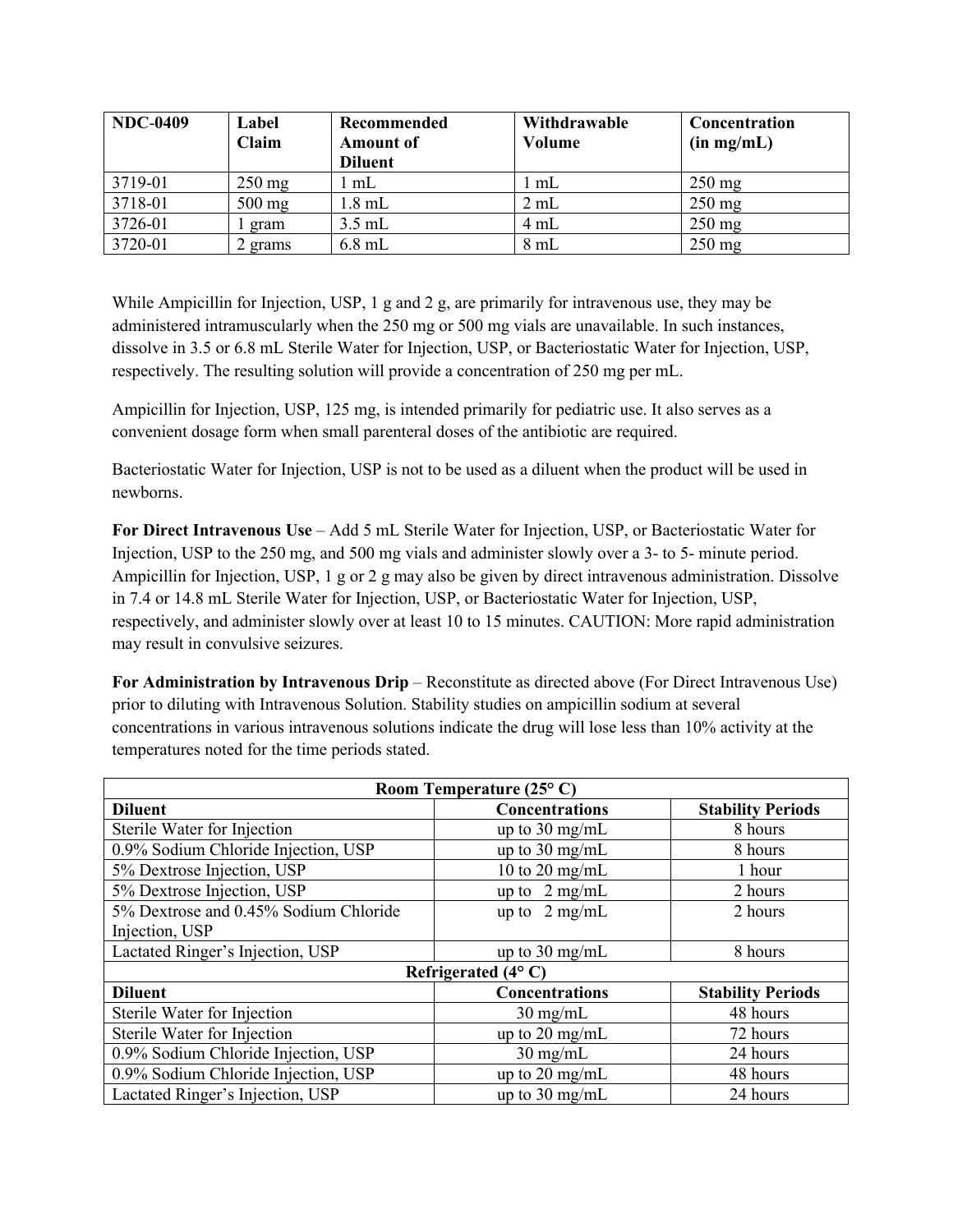| NDC-0409 | Label Claim | Recommended Amount of Diluent | Withdrawable Volume | Concentration (in mg/mL) |
|---|---|---|---|---|
| 3719-01 | 250 mg | 1 mL | 1 mL | 250 mg |
| 3718-01 | 500 mg | 1.8 mL | 2 mL | 250 mg |
| 3726-01 | 1 gram | 3.5 mL | 4 mL | 250 mg |
| 3720-01 | 2 grams | 6.8 mL | 8 mL | 250 mg |

While Ampicillin for Injection, USP, 1 g and 2 g, are primarily for intravenous use, they may be administered intramuscularly when the 250 mg or 500 mg vials are unavailable. In such instances, dissolve in 3.5 or 6.8 mL Sterile Water for Injection, USP, or Bacteriostatic Water for Injection, USP, respectively. The resulting solution will provide a concentration of 250 mg per mL.

Ampicillin for Injection, USP, 125 mg, is intended primarily for pediatric use. It also serves as a convenient dosage form when small parenteral doses of the antibiotic are required.

Bacteriostatic Water for Injection, USP is not to be used as a diluent when the product will be used in newborns.

**For Direct Intravenous Use** – Add 5 mL Sterile Water for Injection, USP, or Bacteriostatic Water for Injection, USP to the 250 mg, and 500 mg vials and administer slowly over a 3- to 5- minute period. Ampicillin for Injection, USP, 1 g or 2 g may also be given by direct intravenous administration. Dissolve in 7.4 or 14.8 mL Sterile Water for Injection, USP, or Bacteriostatic Water for Injection, USP, respectively, and administer slowly over at least 10 to 15 minutes. CAUTION: More rapid administration may result in convulsive seizures.

**For Administration by Intravenous Drip** – Reconstitute as directed above (For Direct Intravenous Use) prior to diluting with Intravenous Solution. Stability studies on ampicillin sodium at several concentrations in various intravenous solutions indicate the drug will lose less than 10% activity at the temperatures noted for the time periods stated.

| **Room Temperature (25° C)** | | |
|---|---|---|
| **Diluent** | **Concentrations** | **Stability Periods** |
| Sterile Water for Injection | up to 30 mg/mL | 8 hours |
| 0.9% Sodium Chloride Injection, USP | up to 30 mg/mL | 8 hours |
| 5% Dextrose Injection, USP | 10 to 20 mg/mL | 1 hour |
| 5% Dextrose Injection, USP | up to 2 mg/mL | 2 hours |
| 5% Dextrose and 0.45% Sodium Chloride Injection, USP | up to 2 mg/mL | 2 hours |
| Lactated Ringer's Injection, USP | up to 30 mg/mL | 8 hours |
| **Refrigerated (4° C)** | | |
| **Diluent** | **Concentrations** | **Stability Periods** |
| Sterile Water for Injection | 30 mg/mL | 48 hours |
| Sterile Water for Injection | up to 20 mg/mL | 72 hours |
| 0.9% Sodium Chloride Injection, USP | 30 mg/mL | 24 hours |
| 0.9% Sodium Chloride Injection, USP | up to 20 mg/mL | 48 hours |
| Lactated Ringer's Injection, USP | up to 30 mg/mL | 24 hours |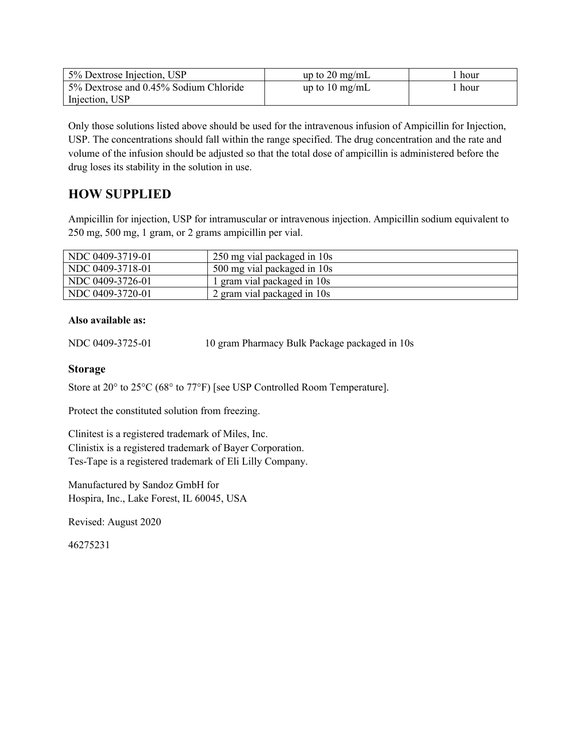| | | |
|---|---|---|
| 5% Dextrose Injection, USP | up to 20 mg/mL | 1 hour |
| 5% Dextrose and 0.45% Sodium Chloride Injection, USP | up to 10 mg/mL | 1 hour |

Only those solutions listed above should be used for the intravenous infusion of Ampicillin for Injection, USP. The concentrations should fall within the range specified. The drug concentration and the rate and volume of the infusion should be adjusted so that the total dose of ampicillin is administered before the drug loses its stability in the solution in use.

## HOW SUPPLIED

Ampicillin for injection, USP for intramuscular or intravenous injection. Ampicillin sodium equivalent to 250 mg, 500 mg, 1 gram, or 2 grams ampicillin per vial.

| | |
|---|---|
| NDC 0409-3719-01 | 250 mg vial packaged in 10s |
| NDC 0409-3718-01 | 500 mg vial packaged in 10s |
| NDC 0409-3726-01 | 1 gram vial packaged in 10s |
| NDC 0409-3720-01 | 2 gram vial packaged in 10s |

**Also available as:**

NDC 0409-3725-01 10 gram Pharmacy Bulk Package packaged in 10s

### Storage

Store at 20° to 25°C (68° to 77°F) [see USP Controlled Room Temperature].

Protect the constituted solution from freezing.

Clinitest is a registered trademark of Miles, Inc.
Clinistix is a registered trademark of Bayer Corporation.
Tes-Tape is a registered trademark of Eli Lilly Company.

Manufactured by Sandoz GmbH for
Hospira, Inc., Lake Forest, IL 60045, USA

Revised: August 2020

46275231